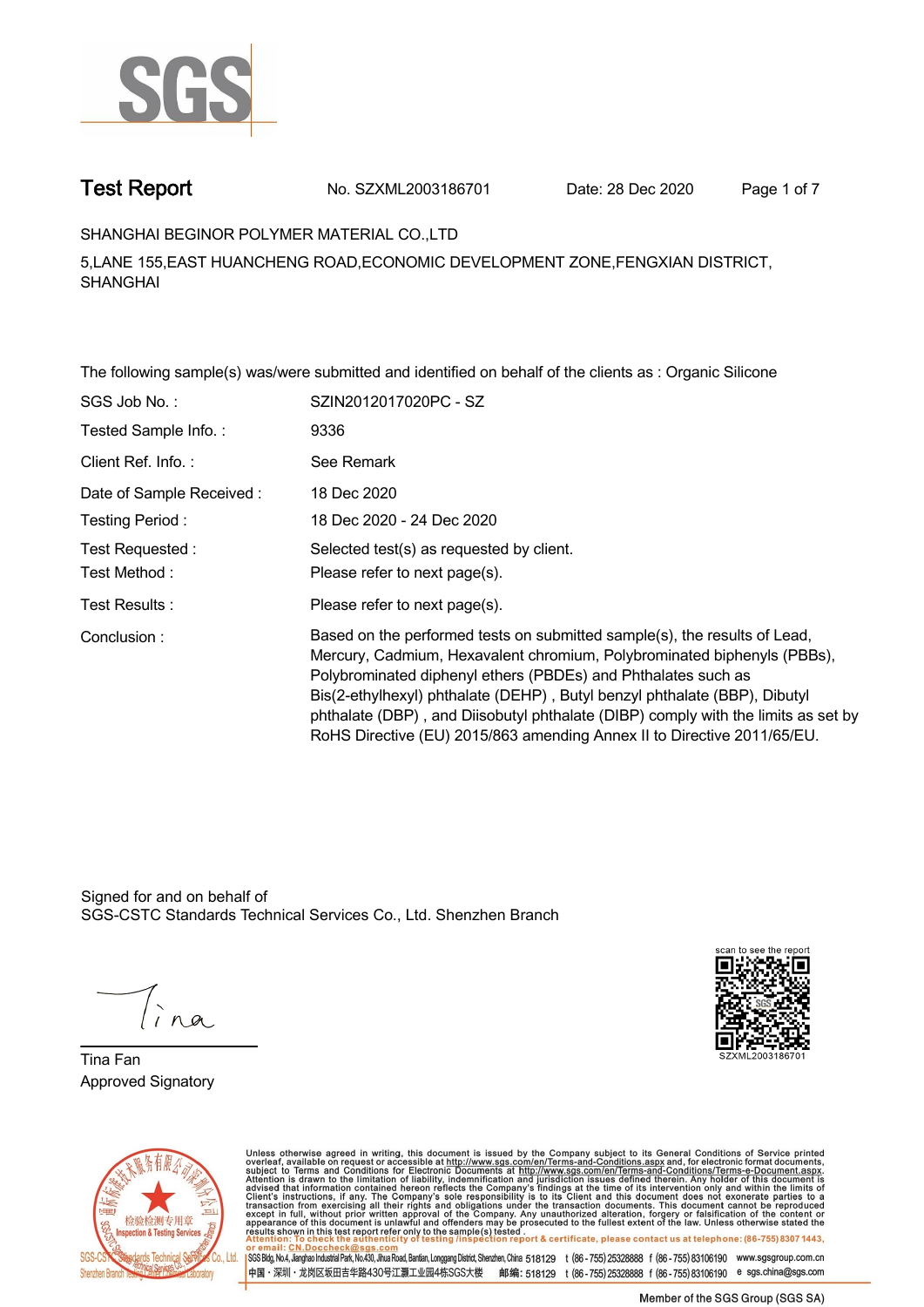SGS

# Test Report

No. SZXML2003186701 Date: 28 Dec 2020

SHANGHAI BEGINOR POLYMER MATERIAL CO.,LTD

5,LANE 155,EAST HUANCHENG ROAD,ECONOMIC DEVELOPMENT ZONE,FENGXIAN DISTRICT, SHANGHAI

The following sample(s) was/were submitted and identified on behalf of the clients as : Organic Silicone

| | |
|---|---|
| SGS Job No. : | SZIN2012017020PC - SZ |
| Tested Sample Info. : | 9336 |
| Client Ref. Info. : | See Remark |
| Date of Sample Received : | 18 Dec 2020 |
| Testing Period : | 18 Dec 2020 - 24 Dec 2020 |
| Test Requested : | Selected test(s) as requested by client. |
| Test Method : | Please refer to next page(s). |
| Test Results : | Please refer to next page(s). |
| Conclusion : | Based on the performed tests on submitted sample(s), the results of Lead, Mercury, Cadmium, Hexavalent chromium, Polybrominated biphenyls (PBBs), Polybrominated diphenyl ethers (PBDEs) and Phthalates such as Bis(2-ethylhexyl) phthalate (DEHP) , Butyl benzyl phthalate (BBP), Dibutyl phthalate (DBP) , and Diisobutyl phthalate (DIBP) comply with the limits as set by RoHS Directive (EU) 2015/863 amending Annex II to Directive 2011/65/EU. |

Signed for and on behalf of
SGS-CSTC Standards Technical Services Co., Ltd. Shenzhen Branch

Tina Fan
Approved Signatory

scan to see the report
SZXML2003186701

Unless otherwise agreed in writing, this document is issued by the Company subject to its General Conditions of Service printed overleaf, available on request or accessible at http://www.sgs.com/en/Terms-and-Conditions.aspx and, for electronic format documents, subject to Terms and Conditions for Electronic Documents at http://www.sgs.com/en/Terms-and-Conditions/Terms-e-Document.aspx. Attention is drawn to the limitation of liability, indemnification and jurisdiction issues defined therein. Any holder of this document is advised that information contained hereon reflects the Company's findings at the time of its intervention only and within the limits of Client's instructions, if any. The Company's sole responsibility is to its Client and this document does not exonerate parties to a transaction from exercising all their rights and obligations under the transaction documents. This document cannot be reproduced except in full, without prior written approval of the Company. Any unauthorized alteration, forgery or falsification of the content or appearance of this document is unlawful and offenders may be prosecuted to the fullest extent of the law. Unless otherwise stated the results shown in this test report refer only to the sample(s) tested.
Attention: To check the authenticity of testing /inspection report & certificate, please contact us at telephone: (86-755) 8307 1443, or email: CN.Doccheck@sgs.com

SGS Bldg, No.4, Jianghao Industrial Park, No.430, Jihua Road, Bantian, Longgang District, Shenzhen, China 518129 t (86-755) 25328888 f (86-755) 83106190 www.sgsgroup.com.cn
中国・深圳・龙岗区坂田吉华路430号江灏工业园4栋SGS大楼 邮编: 518129 t (86-755) 25328888 f (86-755) 83106190 e sgs.china@sgs.com

Member of the SGS Group (SGS SA)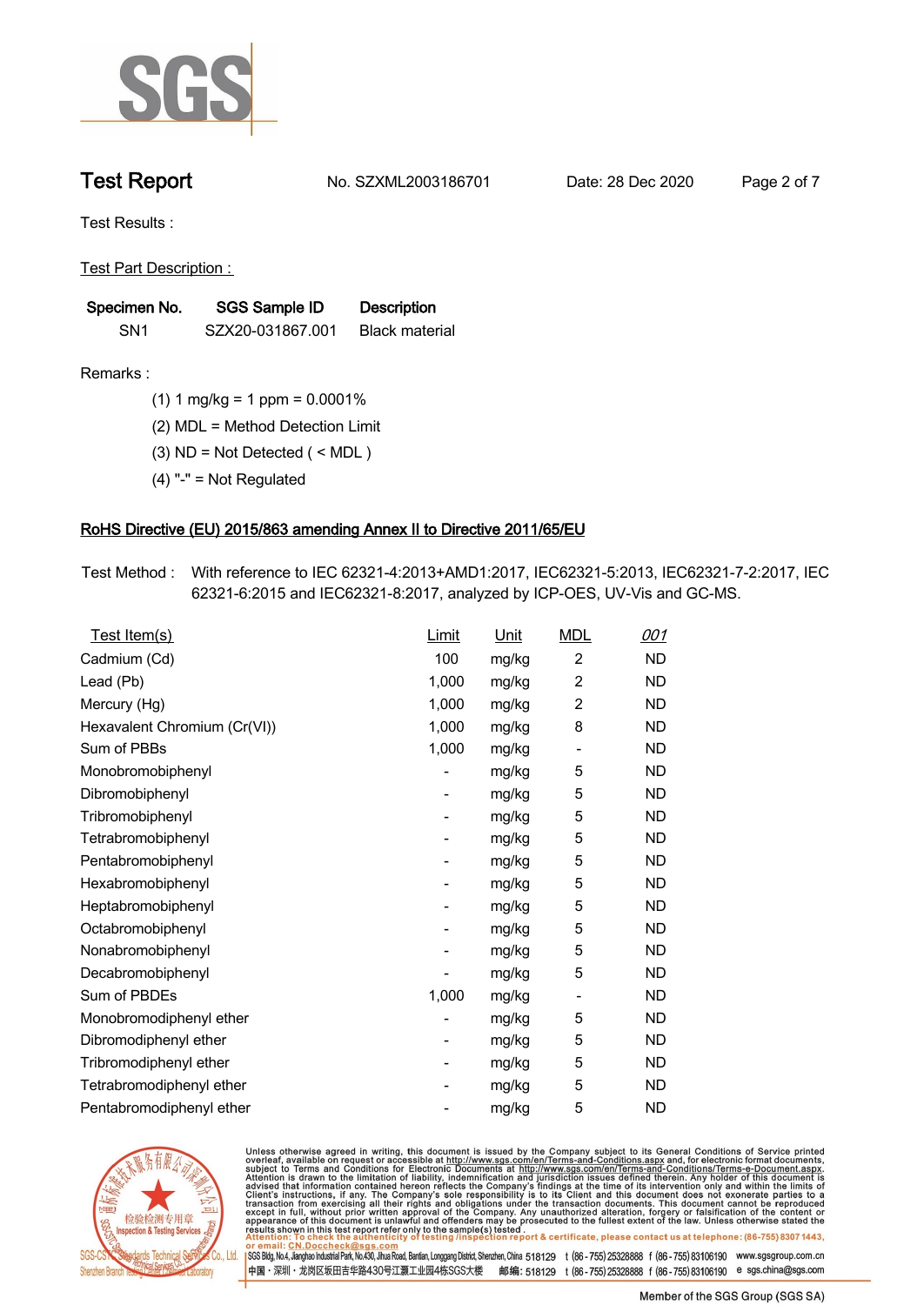# Test Report

No. SZXML2003186701 Date: 28 Dec 2020

Test Results :

Test Part Description :

| Specimen No. | SGS Sample ID | Description |
|---|---|---|
| SN1 | SZX20-031867.001 | Black material |

Remarks :

(1) 1 mg/kg = 1 ppm = 0.0001%

(2) MDL = Method Detection Limit

(3) ND = Not Detected ( < MDL )

(4) "-" = Not Regulated

## RoHS Directive (EU) 2015/863 amending Annex II to Directive 2011/65/EU

Test Method : With reference to IEC 62321-4:2013+AMD1:2017, IEC62321-5:2013, IEC62321-7-2:2017, IEC 62321-6:2015 and IEC62321-8:2017, analyzed by ICP-OES, UV-Vis and GC-MS.

| Test Item(s) | Limit | Unit | MDL | 001 |
|---|---|---|---|---|
| Cadmium (Cd) | 100 | mg/kg | 2 | ND |
| Lead (Pb) | 1,000 | mg/kg | 2 | ND |
| Mercury (Hg) | 1,000 | mg/kg | 2 | ND |
| Hexavalent Chromium (Cr(VI)) | 1,000 | mg/kg | 8 | ND |
| Sum of PBBs | 1,000 | mg/kg | - | ND |
| Monobromobiphenyl | - | mg/kg | 5 | ND |
| Dibromobiphenyl | - | mg/kg | 5 | ND |
| Tribromobiphenyl | - | mg/kg | 5 | ND |
| Tetrabromobiphenyl | - | mg/kg | 5 | ND |
| Pentabromobiphenyl | - | mg/kg | 5 | ND |
| Hexabromobiphenyl | - | mg/kg | 5 | ND |
| Heptabromobiphenyl | - | mg/kg | 5 | ND |
| Octabromobiphenyl | - | mg/kg | 5 | ND |
| Nonabromobiphenyl | - | mg/kg | 5 | ND |
| Decabromobiphenyl | - | mg/kg | 5 | ND |
| Sum of PBDEs | 1,000 | mg/kg | - | ND |
| Monobromodiphenyl ether | - | mg/kg | 5 | ND |
| Dibromodiphenyl ether | - | mg/kg | 5 | ND |
| Tribromodiphenyl ether | - | mg/kg | 5 | ND |
| Tetrabromodiphenyl ether | - | mg/kg | 5 | ND |
| Pentabromodiphenyl ether | - | mg/kg | 5 | ND |

Unless otherwise agreed in writing, this document is issued by the Company subject to its General Conditions of Service printed overleaf, available on request or accessible at http://www.sgs.com/en/Terms-and-Conditions.aspx and, for electronic format documents, subject to Terms and Conditions for Electronic Documents at http://www.sgs.com/en/Terms-e-Document.aspx. Attention is drawn to the limitation of liability, indemnification and jurisdiction issues defined therein. Any holder of this document is advised that information contained hereon reflects the Company's findings at the time of its intervention only and within the limits of Client's instructions, if any. The Company's sole responsibility is to its Client and this document does not exonerate parties to a transaction from exercising all their rights and obligations under the transaction documents. This document cannot be reproduced except in full, without prior written approval of the Company. Any unauthorized alteration, forgery or falsification of the content or appearance of this document is unlawful and offenders may be prosecuted to the fullest extent of the law. Unless otherwise stated the results shown in this test report refer only to the sample(s) tested.

Attention: To check the authenticity of testing /inspection report & certificate, please contact us at telephone: (86-755) 8307 1443, or email: CN.Doccheck@sgs.com

SGS Bldg, No.4, Jianghao Industrial Park, No.430, Jihua Road, Bantian, Longgang District, Shenzhen, China 518129 t (86-755) 25328888 f (86-755) 83106190 www.sgsgroup.com.cn

中国・深圳・龙岗区坂田吉华路430号江灏工业园4栋SGS大楼 邮编: 518129 t (86-755) 25328888 f (86-755) 83106190 e sgs.china@sgs.com

Member of the SGS Group (SGS SA)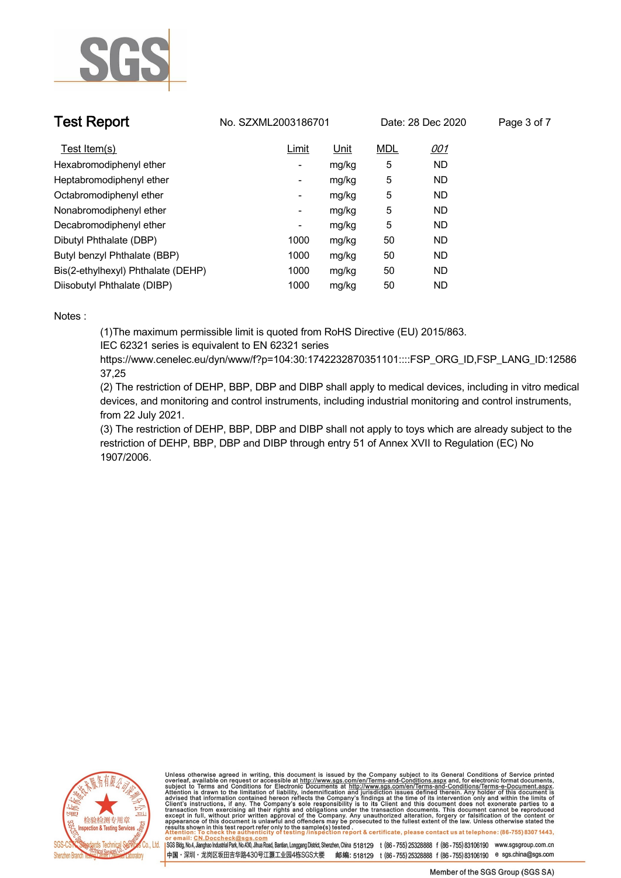## Test Report

No. SZXML2003186701 Date: 28 Dec 2020

| Test Item(s) | Limit | Unit | MDL | 001 |
|---|---|---|---|---|
| Hexabromodiphenyl ether | - | mg/kg | 5 | ND |
| Heptabromodiphenyl ether | - | mg/kg | 5 | ND |
| Octabromodiphenyl ether | - | mg/kg | 5 | ND |
| Nonabromodiphenyl ether | - | mg/kg | 5 | ND |
| Decabromodiphenyl ether | - | mg/kg | 5 | ND |
| Dibutyl Phthalate (DBP) | 1000 | mg/kg | 50 | ND |
| Butyl benzyl Phthalate (BBP) | 1000 | mg/kg | 50 | ND |
| Bis(2-ethylhexyl) Phthalate (DEHP) | 1000 | mg/kg | 50 | ND |
| Diisobutyl Phthalate (DIBP) | 1000 | mg/kg | 50 | ND |

Notes :

(1)The maximum permissible limit is quoted from RoHS Directive (EU) 2015/863.
IEC 62321 series is equivalent to EN 62321 series
https://www.cenelec.eu/dyn/www/f?p=104:30:1742232870351101::::FSP_ORG_ID,FSP_LANG_ID:1258637,25

(2) The restriction of DEHP, BBP, DBP and DIBP shall apply to medical devices, including in vitro medical devices, and monitoring and control instruments, including industrial monitoring and control instruments, from 22 July 2021.

(3) The restriction of DEHP, BBP, DBP and DIBP shall not apply to toys which are already subject to the restriction of DEHP, BBP, DBP and DIBP through entry 51 of Annex XVII to Regulation (EC) No 1907/2006.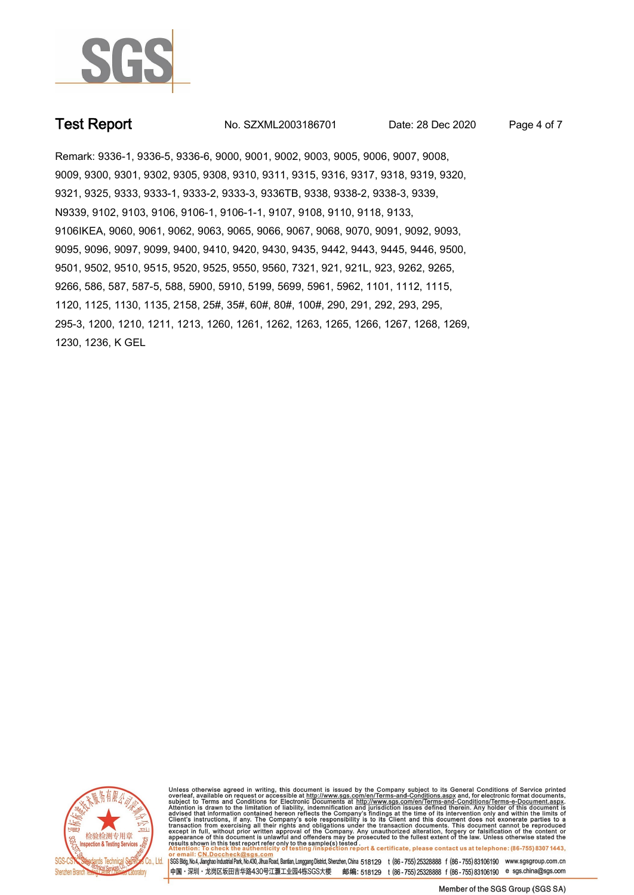Remark: 9336-1, 9336-5, 9336-6, 9000, 9001, 9002, 9003, 9005, 9006, 9007, 9008, 9009, 9300, 9301, 9302, 9305, 9308, 9310, 9311, 9315, 9316, 9317, 9318, 9319, 9320, 9321, 9325, 9333, 9333-1, 9333-2, 9333-3, 9336TB, 9338, 9338-2, 9338-3, 9339, N9339, 9102, 9103, 9106, 9106-1, 9106-1-1, 9107, 9108, 9110, 9118, 9133, 9106IKEA, 9060, 9061, 9062, 9063, 9065, 9066, 9067, 9068, 9070, 9091, 9092, 9093, 9095, 9096, 9097, 9099, 9400, 9410, 9420, 9430, 9435, 9442, 9443, 9445, 9446, 9500, 9501, 9502, 9510, 9515, 9520, 9525, 9550, 9560, 7321, 921, 921L, 923, 9262, 9265, 9266, 586, 587, 587-5, 588, 5900, 5910, 5199, 5699, 5961, 5962, 1101, 1112, 1115, 1120, 1125, 1130, 1135, 2158, 25#, 35#, 60#, 80#, 100#, 290, 291, 292, 293, 295, 295-3, 1200, 1210, 1211, 1213, 1260, 1261, 1262, 1263, 1265, 1266, 1267, 1268, 1269, 1230, 1236, K GEL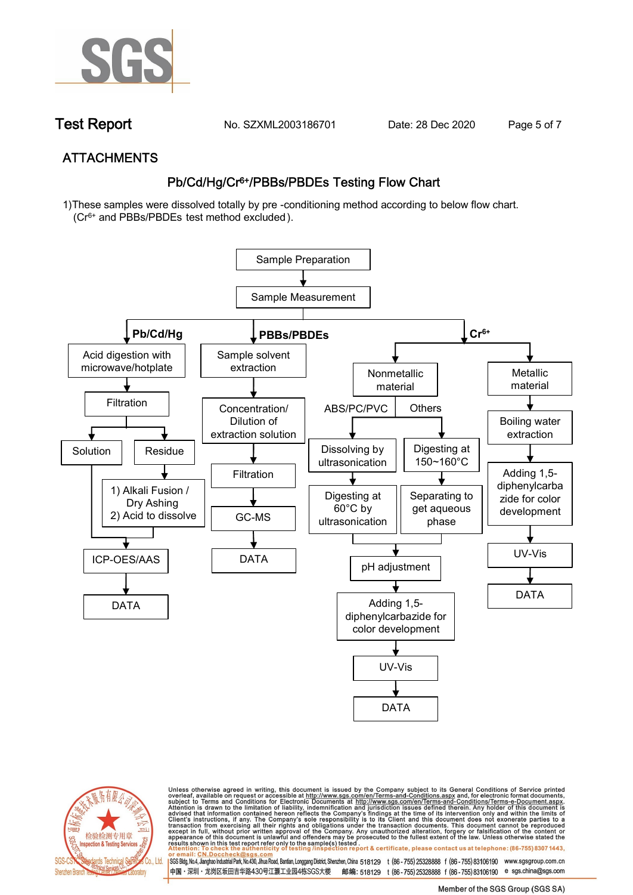## ATTACHMENTS

### Pb/Cd/Hg/$Cr^{6+}$/PBBs/PBDEs Testing Flow Chart

1)These samples were dissolved totally by pre -conditioning method according to below flow chart. ($Cr^{6+}$ and PBBs/PBDEs test method excluded).

Sample Preparation → Sample Measurement

**Pb/Cd/Hg**

- Acid digestion with microwave/hotplate
- Filtration
  - Solution
  - Residue
    - 1) Alkali Fusion / Dry Ashing
    - 2) Acid to dissolve
- ICP-OES/AAS
- DATA

**PBBs/PBDEs**

- Sample solvent extraction
- Concentration/ Dilution of extraction solution
- Filtration
- GC-MS
- DATA

**$Cr^{6+}$**

- Nonmetallic material
  - ABS/PC/PVC
    - Dissolving by ultrasonication
    - Digesting at 60°C by ultrasonication
  - Others
    - Digesting at 150~160°C
    - Separating to get aqueous phase
  - pH adjustment
  - Adding 1,5-diphenylcarbazide for color development
  - UV-Vis
  - DATA
- Metallic material
  - Boiling water extraction
  - Adding 1,5-diphenylcarbazide for color development
  - UV-Vis
  - DATA

Unless otherwise agreed in writing, this document is issued by the Company subject to its General Conditions of Service printed overleaf, available on request or accessible at http://www.sgs.com/en/Terms-and-Conditions.aspx and, for electronic format documents, subject to Terms and Conditions for Electronic Documents at http://www.sgs.com/en/Terms-and-Conditions/Terms-e-Document.aspx. Attention is drawn to the limitation of liability, indemnification and jurisdiction issues defined therein. Any holder of this document is advised that information contained hereon reflects the Company's findings at the time of its intervention only and within the limits of Client's instructions, if any. The Company's sole responsibility is to its Client and this document does not exonerate parties to a transaction from exercising all their rights and obligations under the transaction documents. This document cannot be reproduced except in full, without prior written approval of the Company. Any unauthorized alteration, forgery or falsification of the content or appearance of this document is unlawful and offenders may be prosecuted to the fullest extent of the law. Unless otherwise stated the results shown in this test report refer only to the sample(s) tested .
Attention: To check the authenticity of testing /inspection report & certificate, please contact us at telephone: (86-755) 8307 1443, or email: CN.Doccheck@sgs.com

SGS-CSTC Standards Technical Services Co., Ltd. Shenzhen Branch Testing Center

SGS Bldg, No.4, Jianghao Industrial Park, No.430, Jihua Road, Bantian, Longgang District, Shenzhen, China 518129 t (86-755) 25328888 f (86-755) 83106190 www.sgsgroup.com.cn
中国・深圳・龙岗区坂田吉华路430号江灏工业园4栋SGS大楼 邮编: 518129 t (86-755) 25328888 f (86-755) 83106190 e sgs.china@sgs.com

Member of the SGS Group (SGS SA)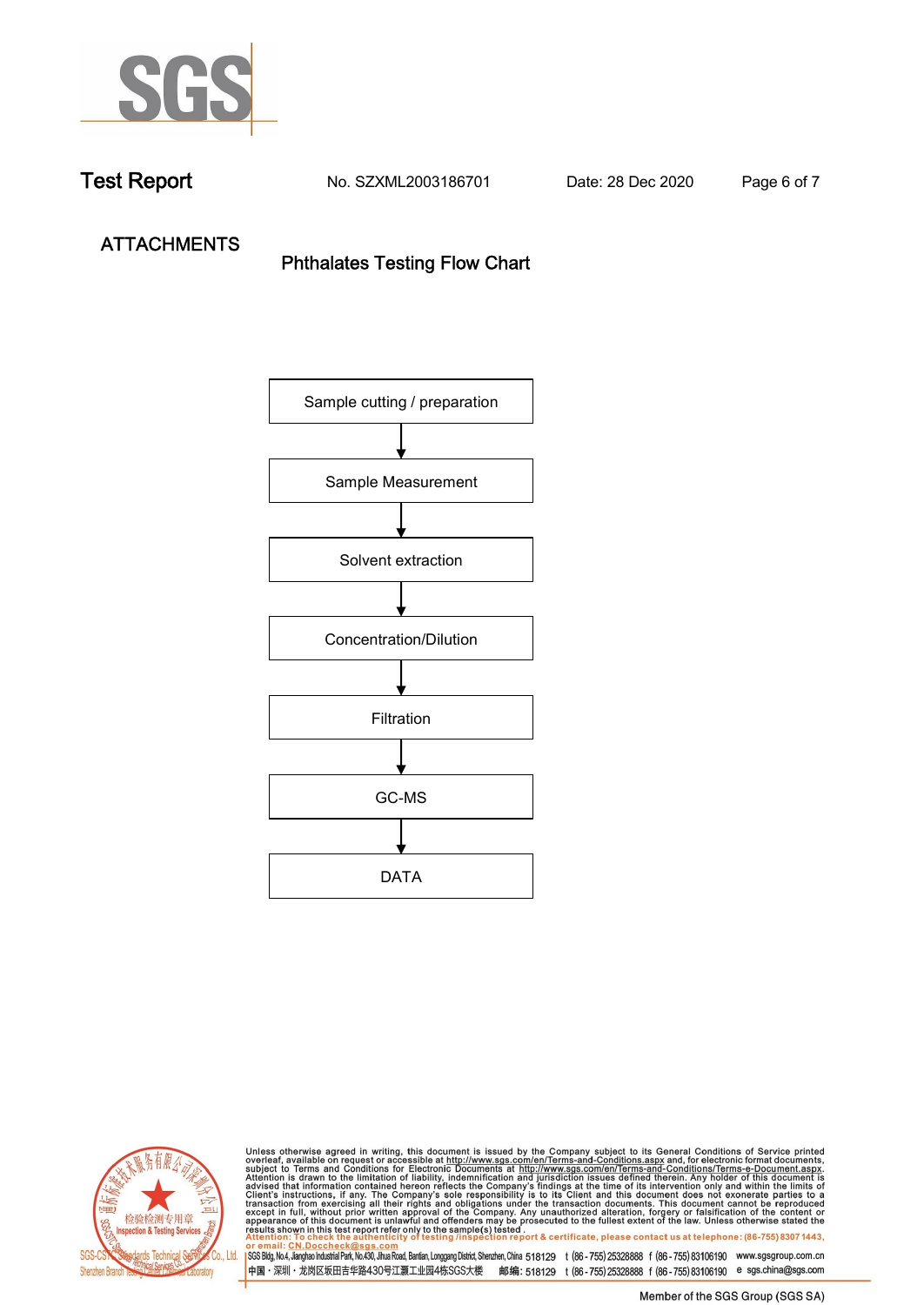# Test Report

No. SZXML2003186701    Date: 28 Dec 2020

## ATTACHMENTS

### Phthalates Testing Flow Chart

Sample cutting / preparation

↓

Sample Measurement

↓

Solvent extraction

↓

Concentration/Dilution

↓

Filtration

↓

GC-MS

↓

DATA

Unless otherwise agreed in writing, this document is issued by the Company subject to its General Conditions of Service printed overleaf, available on request or accessible at http://www.sgs.com/en/Terms-and-Conditions.aspx and, for electronic format documents, subject to Terms and Conditions for Electronic Documents at http://www.sgs.com/en/Terms-and-Conditions/Terms-e-Document.aspx. Attention is drawn to the limitation of liability, indemnification and jurisdiction issues defined therein. Any holder of this document is advised that information contained hereon reflects the Company's findings at the time of its intervention only and within the limits of Client's instructions, if any. The Company's sole responsibility is to its Client and this document does not exonerate parties to a transaction from exercising all their rights and obligations under the transaction documents. This document cannot be reproduced except in full, without prior written approval of the Company. Any unauthorized alteration, forgery or falsification of the content or appearance of this document is unlawful and offenders may be prosecuted to the fullest extent of the law. Unless otherwise stated the results shown in this test report refer only to the sample(s) tested.
Attention: To check the authenticity of testing /inspection report & certificate, please contact us at telephone: (86-755) 8307 1443, or email: CN.Doccheck@sgs.com

SGS-CSTC Standards Technical Services Co., Ltd. Shenzhen Branch Testing Center Laboratory

SGS Bldg, No.4, Jianghao Industrial Park, No.430, Jihua Road, Bantian, Longgang District, Shenzhen, China 518129 t (86-755) 25328888 f (86-755) 83106190 www.sgsgroup.com.cn
中国・深圳・龙岗区坂田吉华路430号江灏工业园4栋SGS大楼 邮编: 518129 t (86-755) 25328888 f (86-755) 83106190 e sgs.china@sgs.com

Member of the SGS Group (SGS SA)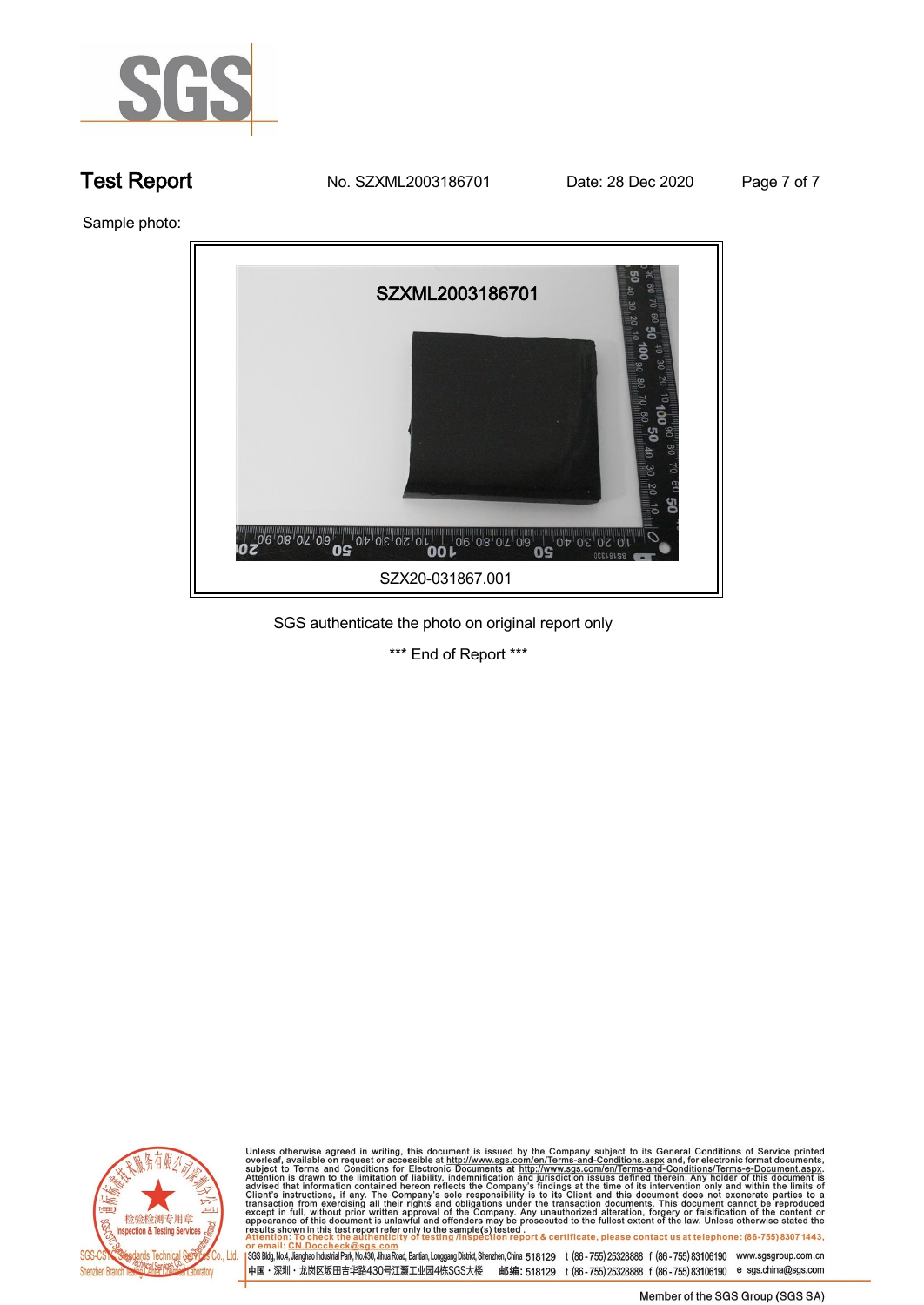# Test Report

No. SZXML2003186701 Date: 28 Dec 2020

Sample photo:

SZXML2003186701

SZX20-031867.001

SGS authenticate the photo on original report only

*** End of Report ***

Unless otherwise agreed in writing, this document is issued by the Company subject to its General Conditions of Service printed overleaf, available on request or accessible at http://www.sgs.com/en/Terms-and-Conditions.aspx and, for electronic format documents, subject to Terms and Conditions for Electronic Documents at http://www.sgs.com/en/Terms-and-Conditions/Terms-e-Document.aspx. Attention is drawn to the limitation of liability, indemnification and jurisdiction issues defined therein. Any holder of this document is advised that information contained hereon reflects the Company's findings at the time of its intervention only and within the limits of Client's instructions, if any. The Company's sole responsibility is to its Client and this document does not exonerate parties to a transaction from exercising all their rights and obligations under the transaction documents. This document cannot be reproduced except in full, without prior written approval of the Company. Any unauthorized alteration, forgery or falsification of the content or appearance of this document is unlawful and offenders may be prosecuted to the fullest extent of the law. Unless otherwise stated the results shown in this test report refer only to the sample(s) tested.
Attention: To check the authenticity of testing /inspection report & certificate, please contact us at telephone: (86-755) 8307 1443, or email: CN.Doccheck@sgs.com

SGS-CSTC Standards Technical Services Co., Ltd. Shenzhen Branch Testing Center Chemical Laboratory

SGS Bldg, No.4, Jianghao Industrial Park, No.430, Jihua Road, Bantian, Longgang District, Shenzhen, China 518129 t (86-755) 25328888 f (86-755) 83106190 www.sgsgroup.com.cn
中国・深圳・龙岗区坂田吉华路430号江灏工业园4栋SGS大楼 邮编: 518129 t (86-755) 25328888 f (86-755) 83106190 e sgs.china@sgs.com

Member of the SGS Group (SGS SA)